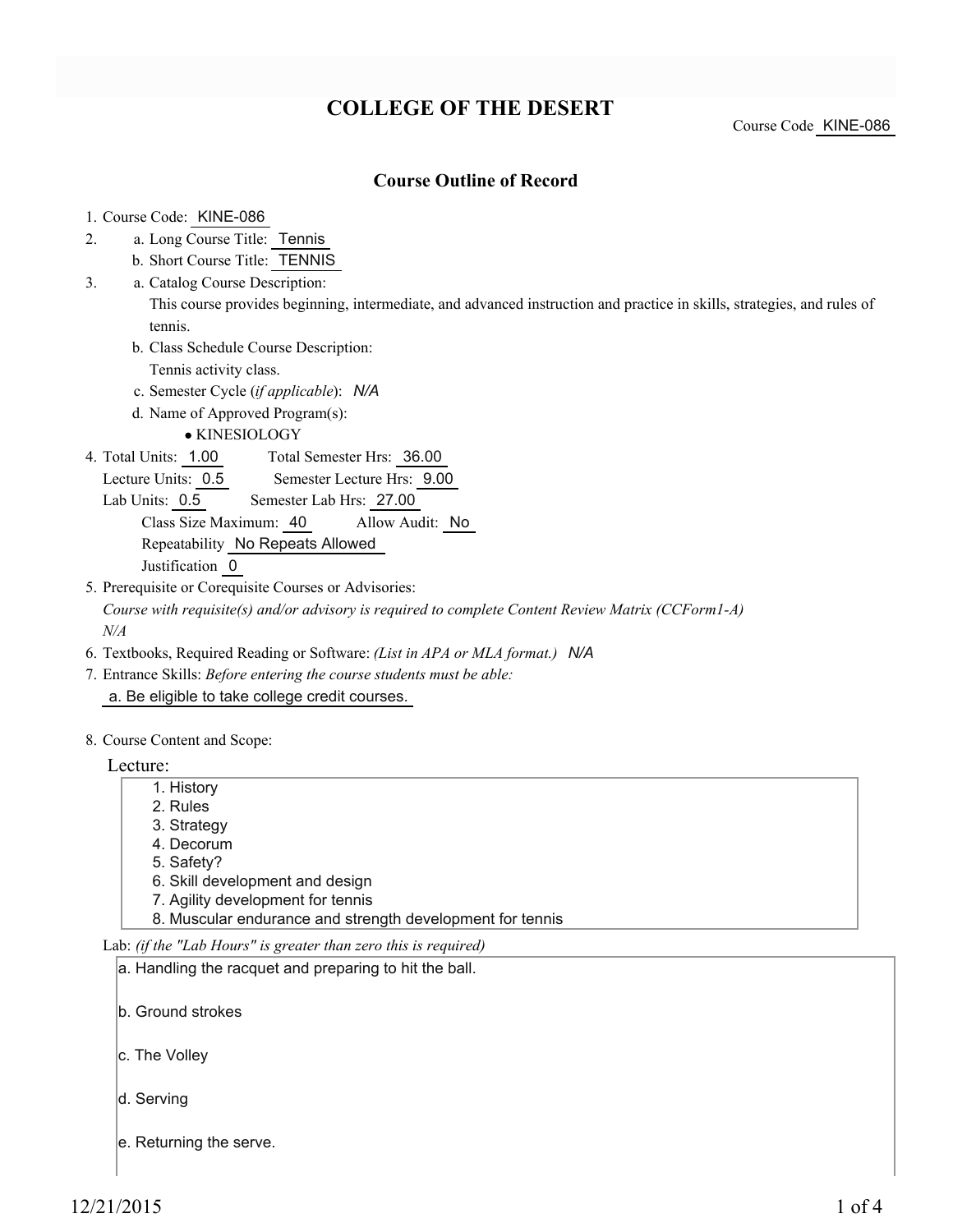# COLLEGE OF THE DESERT

Course Code KINE-086

## Course Outline of Record

1. Course Code: KINE-086
2. a. Long Course Title: Tennis
   b. Short Course Title: TENNIS
3. a. Catalog Course Description:
   This course provides beginning, intermediate, and advanced instruction and practice in skills, strategies, and rules of tennis.
   b. Class Schedule Course Description:
   Tennis activity class.
   c. Semester Cycle (*if applicable*): N/A
   d. Name of Approved Program(s):
   - KINESIOLOGY
4. Total Units: 1.00 Total Semester Hrs: 36.00
   Lecture Units: 0.5 Semester Lecture Hrs: 9.00
   Lab Units: 0.5 Semester Lab Hrs: 27.00
   Class Size Maximum: 40 Allow Audit: No
   Repeatability No Repeats Allowed
   Justification 0
5. Prerequisite or Corequisite Courses or Advisories:
   *Course with requisite(s) and/or advisory is required to complete Content Review Matrix (CCForm1-A)*
   *N/A*
6. Textbooks, Required Reading or Software: *(List in APA or MLA format.)* N/A
7. Entrance Skills: *Before entering the course students must be able:*
   a. Be eligible to take college credit courses.

8. Course Content and Scope:

Lecture:

1. History
2. Rules
3. Strategy
4. Decorum
5. Safety?
6. Skill development and design
7. Agility development for tennis
8. Muscular endurance and strength development for tennis

Lab: *(if the "Lab Hours" is greater than zero this is required)*

a. Handling the racquet and preparing to hit the ball.

b. Ground strokes

c. The Volley

d. Serving

e. Returning the serve.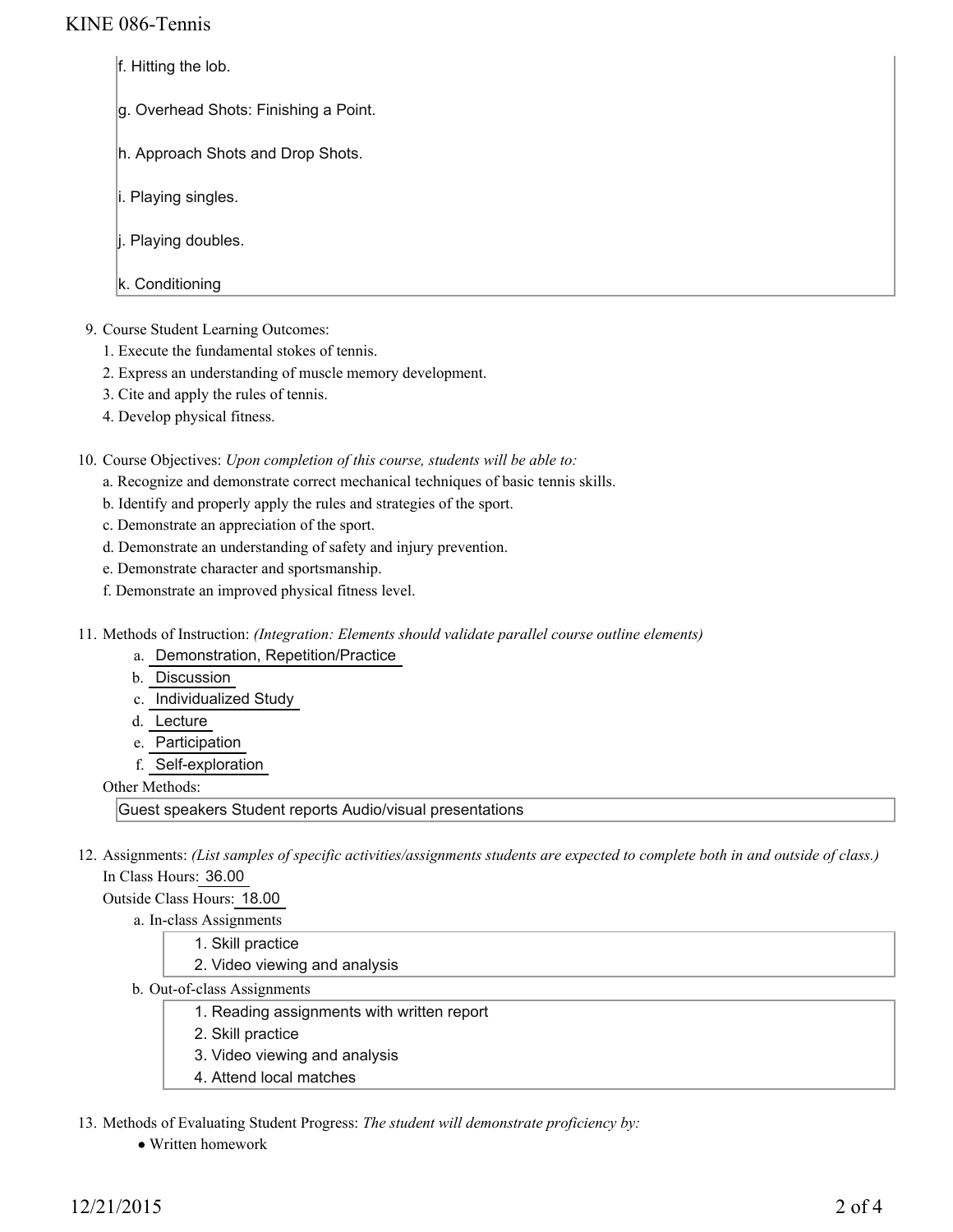f. Hitting the lob.

g. Overhead Shots: Finishing a Point.

h. Approach Shots and Drop Shots.

i. Playing singles.

j. Playing doubles.

k. Conditioning

9. Course Student Learning Outcomes:
   1. Execute the fundamental stokes of tennis.
   2. Express an understanding of muscle memory development.
   3. Cite and apply the rules of tennis.
   4. Develop physical fitness.

10. Course Objectives: *Upon completion of this course, students will be able to:*
    a. Recognize and demonstrate correct mechanical techniques of basic tennis skills.
    b. Identify and properly apply the rules and strategies of the sport.
    c. Demonstrate an appreciation of the sport.
    d. Demonstrate an understanding of safety and injury prevention.
    e. Demonstrate character and sportsmanship.
    f. Demonstrate an improved physical fitness level.

11. Methods of Instruction: *(Integration: Elements should validate parallel course outline elements)*
    a. Demonstration, Repetition/Practice
    b. Discussion
    c. Individualized Study
    d. Lecture
    e. Participation
    f. Self-exploration

    Other Methods:

    Guest speakers Student reports Audio/visual presentations

12. Assignments: *(List samples of specific activities/assignments students are expected to complete both in and outside of class.)*
    In Class Hours: 36.00
    Outside Class Hours: 18.00
    a. In-class Assignments
       1. Skill practice
       2. Video viewing and analysis
    b. Out-of-class Assignments
       1. Reading assignments with written report
       2. Skill practice
       3. Video viewing and analysis
       4. Attend local matches

13. Methods of Evaluating Student Progress: *The student will demonstrate proficiency by:*
    - Written homework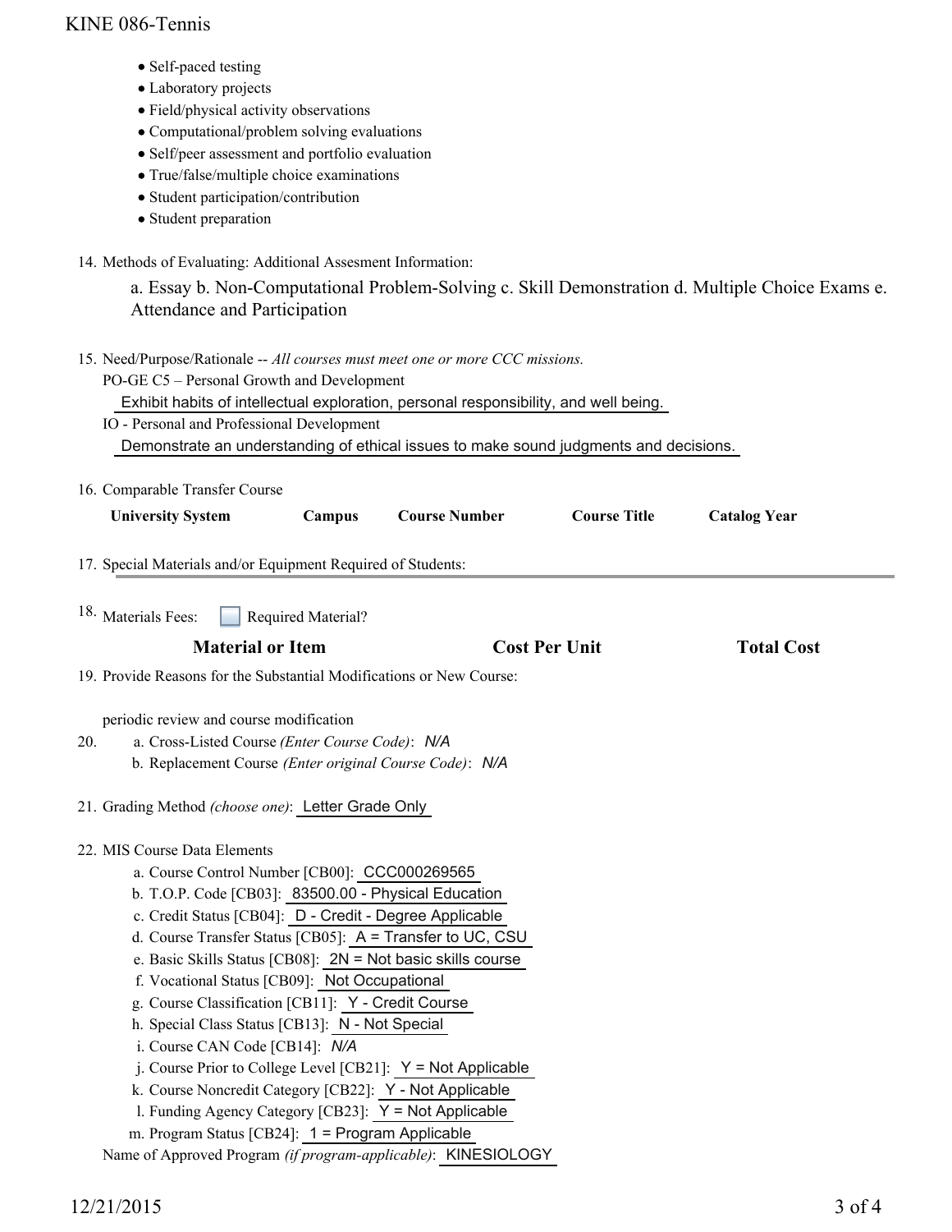- Self-paced testing
- Laboratory projects
- Field/physical activity observations
- Computational/problem solving evaluations
- Self/peer assessment and portfolio evaluation
- True/false/multiple choice examinations
- Student participation/contribution
- Student preparation

14. Methods of Evaluating: Additional Assesment Information:

    a. Essay b. Non-Computational Problem-Solving c. Skill Demonstration d. Multiple Choice Exams e. Attendance and Participation

15. Need/Purpose/Rationale -- *All courses must meet one or more CCC missions.*

    PO-GE C5 – Personal Growth and Development

    Exhibit habits of intellectual exploration, personal responsibility, and well being.

    IO - Personal and Professional Development

    Demonstrate an understanding of ethical issues to make sound judgments and decisions.

16. Comparable Transfer Course

| University System | Campus | Course Number | Course Title | Catalog Year |
|---|---|---|---|---|

17. Special Materials and/or Equipment Required of Students:

18. Materials Fees: ☐ Required Material?

| Material or Item | Cost Per Unit | Total Cost |
|---|---|---|

19. Provide Reasons for the Substantial Modifications or New Course:

    periodic review and course modification

20. a. Cross-Listed Course *(Enter Course Code)*: *N/A*

    b. Replacement Course *(Enter original Course Code)*: *N/A*

21. Grading Method *(choose one)*: Letter Grade Only

22. MIS Course Data Elements

    a. Course Control Number [CB00]: CCC000269565

    b. T.O.P. Code [CB03]: 83500.00 - Physical Education

    c. Credit Status [CB04]: D - Credit - Degree Applicable

    d. Course Transfer Status [CB05]: A = Transfer to UC, CSU

    e. Basic Skills Status [CB08]: 2N = Not basic skills course

    f. Vocational Status [CB09]: Not Occupational

    g. Course Classification [CB11]: Y - Credit Course

    h. Special Class Status [CB13]: N - Not Special

    i. Course CAN Code [CB14]: *N/A*

    j. Course Prior to College Level [CB21]: Y = Not Applicable

    k. Course Noncredit Category [CB22]: Y - Not Applicable

    l. Funding Agency Category [CB23]: Y = Not Applicable

    m. Program Status [CB24]: 1 = Program Applicable

    Name of Approved Program *(if program-applicable)*: KINESIOLOGY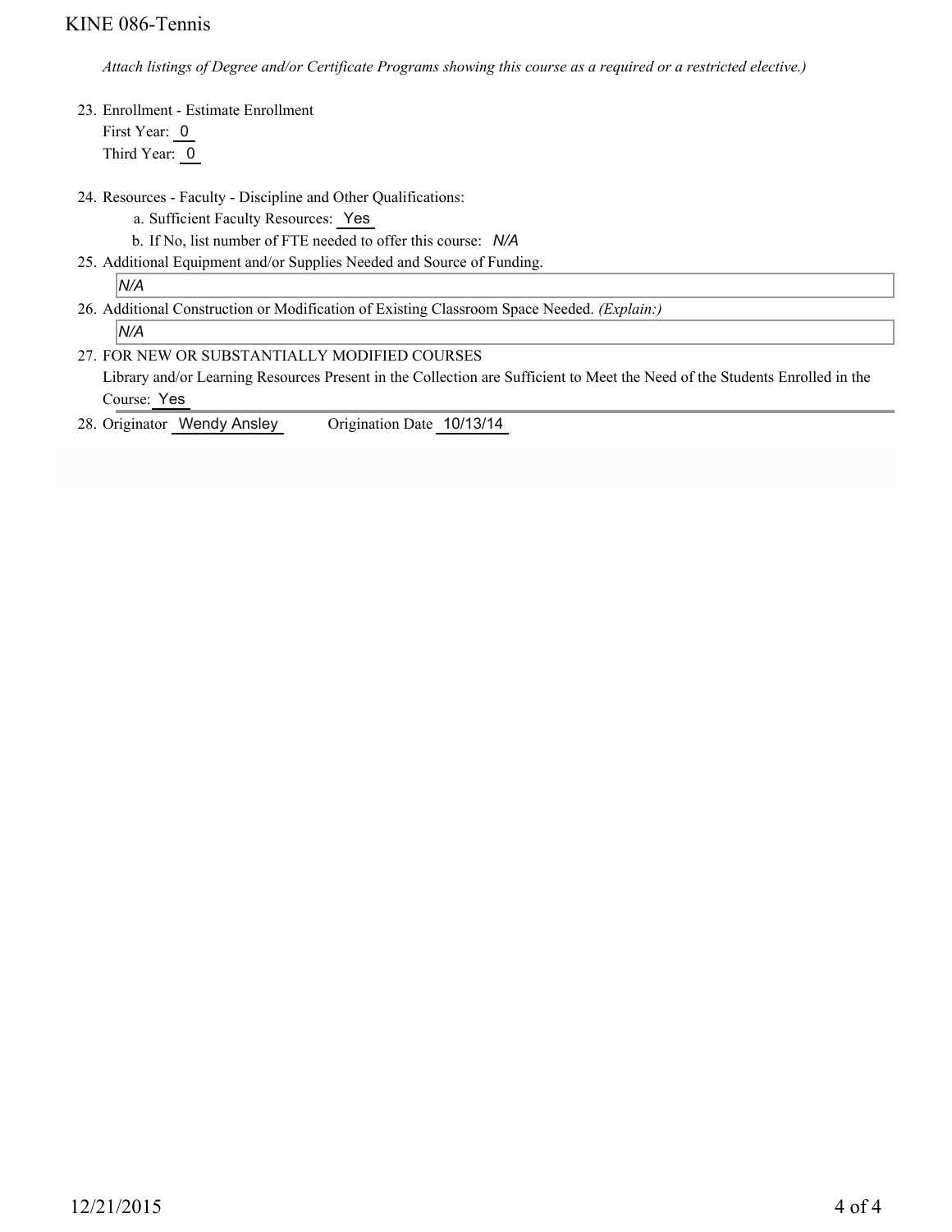*Attach listings of Degree and/or Certificate Programs showing this course as a required or a restricted elective.)*

23. Enrollment - Estimate Enrollment
    First Year: 0
    Third Year: 0
24. Resources - Faculty - Discipline and Other Qualifications:
    a. Sufficient Faculty Resources: Yes
    b. If No, list number of FTE needed to offer this course: *N/A*
25. Additional Equipment and/or Supplies Needed and Source of Funding.
    *N/A*
26. Additional Construction or Modification of Existing Classroom Space Needed. *(Explain:)*
    *N/A*
27. FOR NEW OR SUBSTANTIALLY MODIFIED COURSES
    Library and/or Learning Resources Present in the Collection are Sufficient to Meet the Need of the Students Enrolled in the Course: Yes
28. Originator Wendy Ansley Origination Date 10/13/14